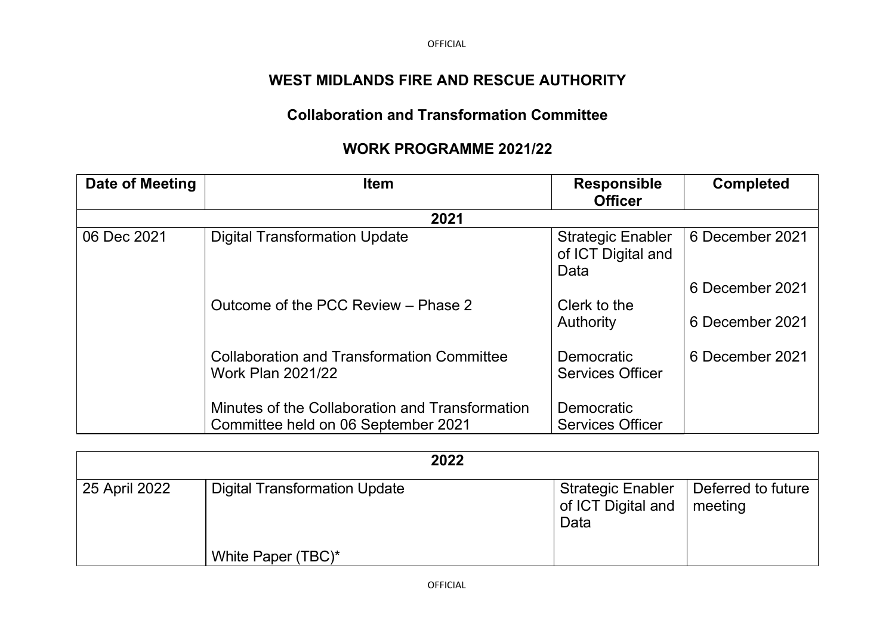# WEST MIDLANDS FIRE AND RESCUE AUTHORITY

## Collaboration and Transformation Committee

## WORK PROGRAMME 2021/22

| Date of Meeting | Item | Responsible Officer | Completed |
|---|---|---|---|
| **2021** | | | |
| 06 Dec 2021 | Digital Transformation Update | Strategic Enabler of ICT Digital and Data | 6 December 2021 |
| | Outcome of the PCC Review – Phase 2 | Clerk to the Authority | 6 December 2021 |
| | Collaboration and Transformation Committee Work Plan 2021/22 | Democratic Services Officer | 6 December 2021 |
| | Minutes of the Collaboration and Transformation Committee held on 06 September 2021 | Democratic Services Officer | 6 December 2021 |

| Date of Meeting | Item | Responsible Officer | Completed |
|---|---|---|---|
| **2022** | | | |
| 25 April 2022 | Digital Transformation Update | Strategic Enabler of ICT Digital and Data | Deferred to future meeting |
| | White Paper (TBC)* | | |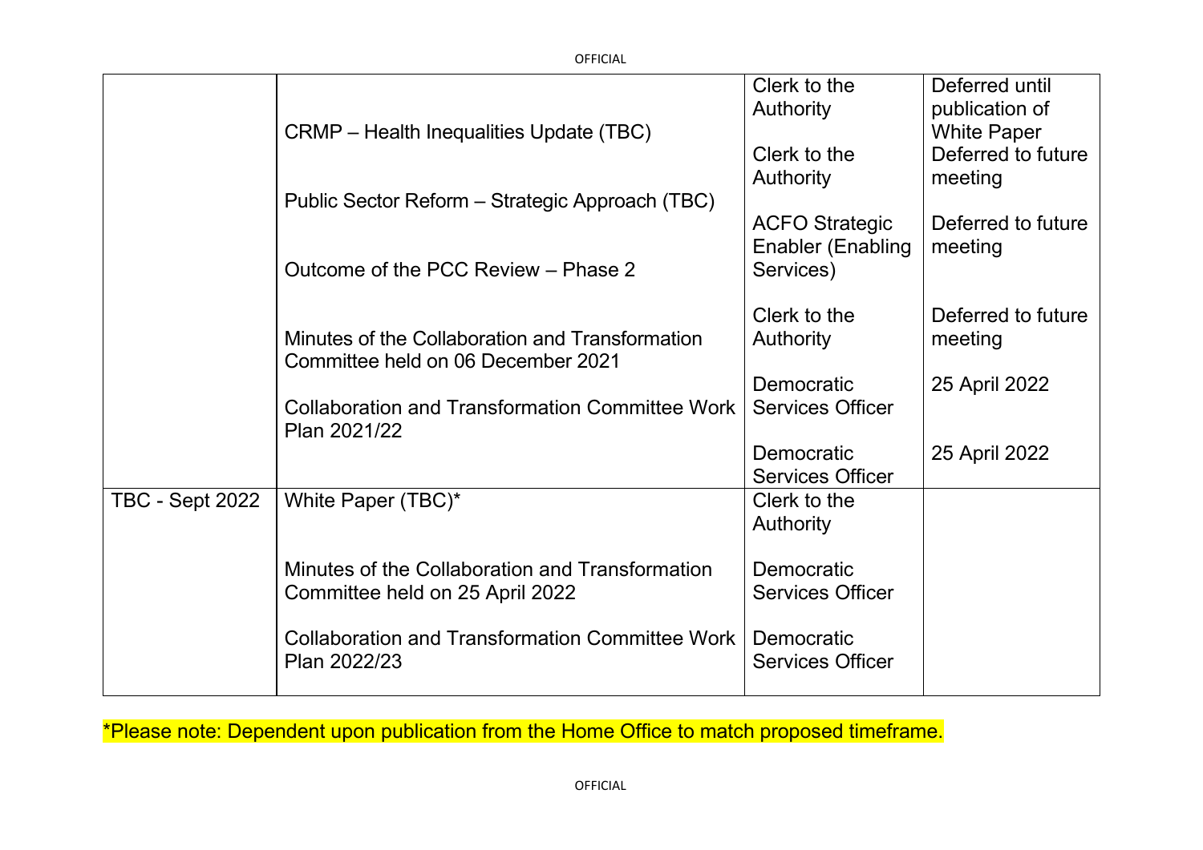| | | | |
|---|---|---|---|
| | CRMP – Health Inequalities Update (TBC) | Clerk to the Authority | Deferred until publication of White Paper |
| | Public Sector Reform – Strategic Approach (TBC) | Clerk to the Authority | Deferred to future meeting |
| | Outcome of the PCC Review – Phase 2 | ACFO Strategic Enabler (Enabling Services) | Deferred to future meeting |
| | Minutes of the Collaboration and Transformation Committee held on 06 December 2021 | Clerk to the Authority | Deferred to future meeting |
| | Collaboration and Transformation Committee Work Plan 2021/22 | Democratic Services Officer | 25 April 2022 |
| | | Democratic Services Officer | 25 April 2022 |
| TBC - Sept 2022 | White Paper (TBC)* | Clerk to the Authority | |
| | Minutes of the Collaboration and Transformation Committee held on 25 April 2022 | Democratic Services Officer | |
| | Collaboration and Transformation Committee Work Plan 2022/23 | Democratic Services Officer | |

*Please note: Dependent upon publication from the Home Office to match proposed timeframe.